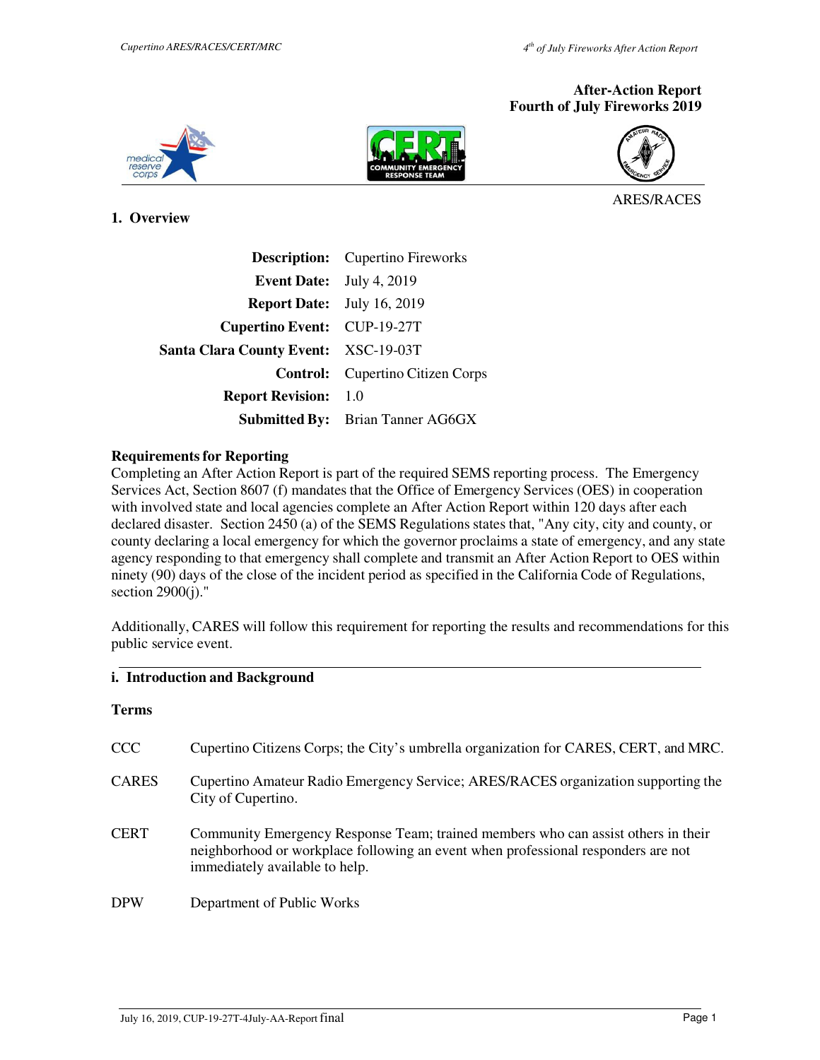**After-Action Report**
**Fourth of July Fireworks 2019**

ARES/RACES

## 1. Overview

| | |
|---|---|
| **Description:** | Cupertino Fireworks |
| **Event Date:** | July 4, 2019 |
| **Report Date:** | July 16, 2019 |
| **Cupertino Event:** | CUP-19-27T |
| **Santa Clara County Event:** | XSC-19-03T |
| **Control:** | Cupertino Citizen Corps |
| **Report Revision:** | 1.0 |
| **Submitted By:** | Brian Tanner AG6GX |

### Requirements for Reporting

Completing an After Action Report is part of the required SEMS reporting process. The Emergency Services Act, Section 8607 (f) mandates that the Office of Emergency Services (OES) in cooperation with involved state and local agencies complete an After Action Report within 120 days after each declared disaster. Section 2450 (a) of the SEMS Regulations states that, "Any city, city and county, or county declaring a local emergency for which the governor proclaims a state of emergency, and any state agency responding to that emergency shall complete and transmit an After Action Report to OES within ninety (90) days of the close of the incident period as specified in the California Code of Regulations, section 2900(j)."

Additionally, CARES will follow this requirement for reporting the results and recommendations for this public service event.

### i. Introduction and Background

**Terms**

| | |
|---|---|
| CCC | Cupertino Citizens Corps; the City's umbrella organization for CARES, CERT, and MRC. |
| CARES | Cupertino Amateur Radio Emergency Service; ARES/RACES organization supporting the City of Cupertino. |
| CERT | Community Emergency Response Team; trained members who can assist others in their neighborhood or workplace following an event when professional responders are not immediately available to help. |
| DPW | Department of Public Works |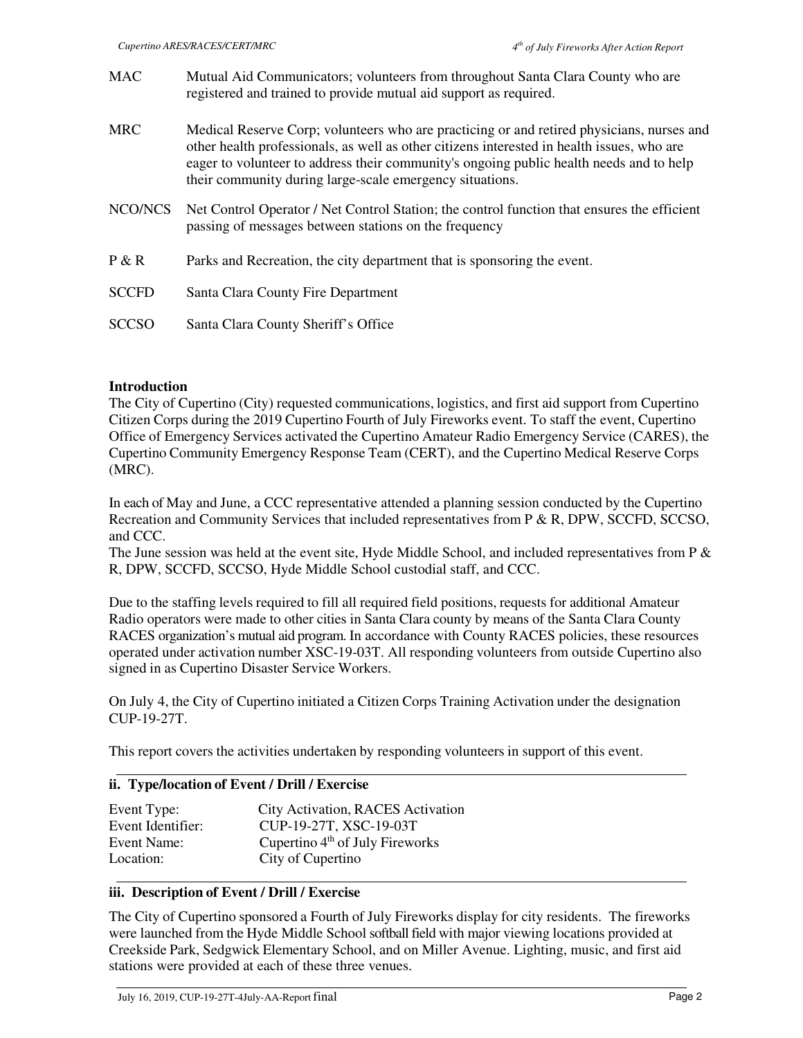| | |
|---|---|
| MAC | Mutual Aid Communicators; volunteers from throughout Santa Clara County who are registered and trained to provide mutual aid support as required. |
| MRC | Medical Reserve Corp; volunteers who are practicing or and retired physicians, nurses and other health professionals, as well as other citizens interested in health issues, who are eager to volunteer to address their community's ongoing public health needs and to help their community during large-scale emergency situations. |
| NCO/NCS | Net Control Operator / Net Control Station; the control function that ensures the efficient passing of messages between stations on the frequency |
| P & R | Parks and Recreation, the city department that is sponsoring the event. |
| SCCFD | Santa Clara County Fire Department |
| SCCSO | Santa Clara County Sheriff's Office |

**Introduction**

The City of Cupertino (City) requested communications, logistics, and first aid support from Cupertino Citizen Corps during the 2019 Cupertino Fourth of July Fireworks event. To staff the event, Cupertino Office of Emergency Services activated the Cupertino Amateur Radio Emergency Service (CARES), the Cupertino Community Emergency Response Team (CERT), and the Cupertino Medical Reserve Corps (MRC).

In each of May and June, a CCC representative attended a planning session conducted by the Cupertino Recreation and Community Services that included representatives from P & R, DPW, SCCFD, SCCSO, and CCC.

The June session was held at the event site, Hyde Middle School, and included representatives from P & R, DPW, SCCFD, SCCSO, Hyde Middle School custodial staff, and CCC.

Due to the staffing levels required to fill all required field positions, requests for additional Amateur Radio operators were made to other cities in Santa Clara county by means of the Santa Clara County RACES organization's mutual aid program. In accordance with County RACES policies, these resources operated under activation number XSC-19-03T. All responding volunteers from outside Cupertino also signed in as Cupertino Disaster Service Workers.

On July 4, the City of Cupertino initiated a Citizen Corps Training Activation under the designation CUP-19-27T.

This report covers the activities undertaken by responding volunteers in support of this event.

## ii. Type/location of Event / Drill / Exercise

| | |
|---|---|
| Event Type: | City Activation, RACES Activation |
| Event Identifier: | CUP-19-27T, XSC-19-03T |
| Event Name: | Cupertino 4th of July Fireworks |
| Location: | City of Cupertino |

## iii. Description of Event / Drill / Exercise

The City of Cupertino sponsored a Fourth of July Fireworks display for city residents. The fireworks were launched from the Hyde Middle School softball field with major viewing locations provided at Creekside Park, Sedgwick Elementary School, and on Miller Avenue. Lighting, music, and first aid stations were provided at each of these three venues.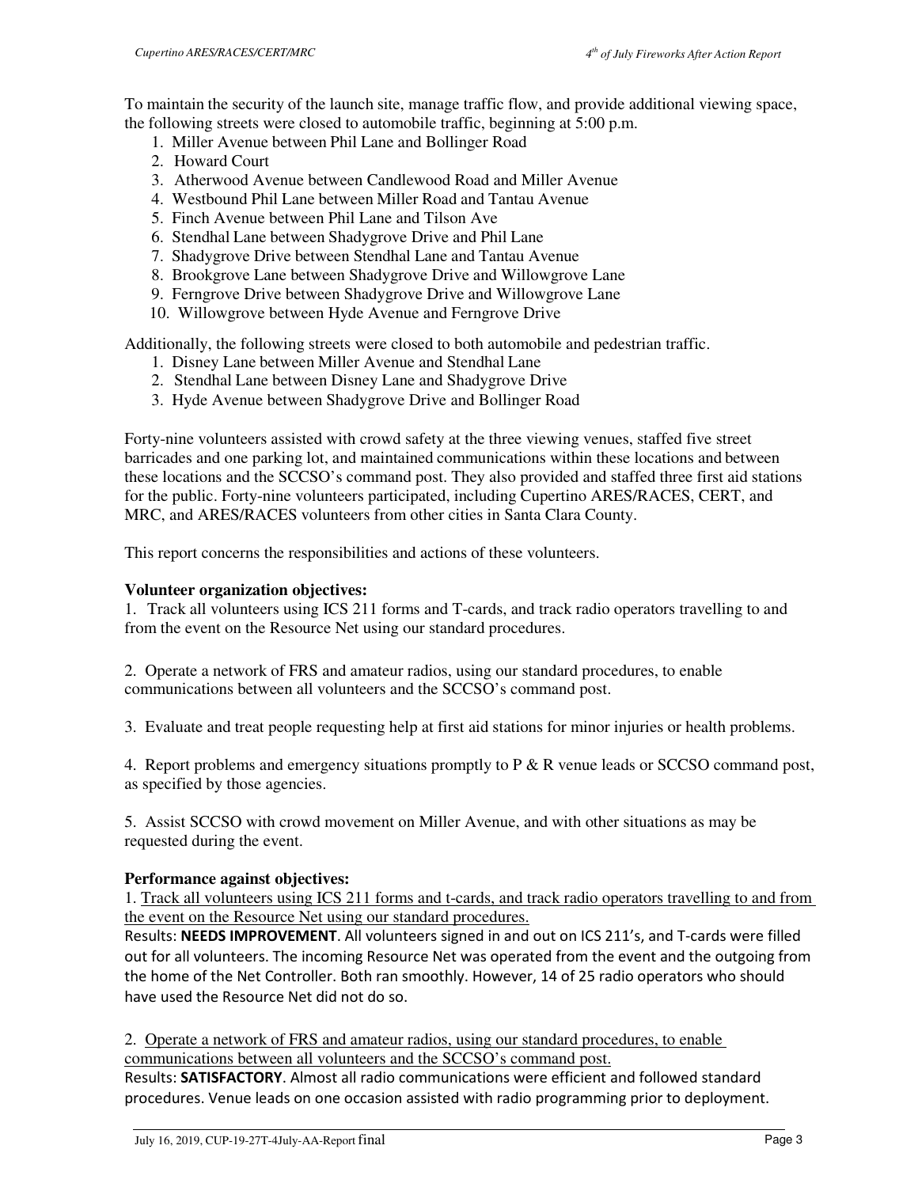To maintain the security of the launch site, manage traffic flow, and provide additional viewing space, the following streets were closed to automobile traffic, beginning at 5:00 p.m.

1. Miller Avenue between Phil Lane and Bollinger Road
2. Howard Court
3. Atherwood Avenue between Candlewood Road and Miller Avenue
4. Westbound Phil Lane between Miller Road and Tantau Avenue
5. Finch Avenue between Phil Lane and Tilson Ave
6. Stendhal Lane between Shadygrove Drive and Phil Lane
7. Shadygrove Drive between Stendhal Lane and Tantau Avenue
8. Brookgrove Lane between Shadygrove Drive and Willowgrove Lane
9. Ferngrove Drive between Shadygrove Drive and Willowgrove Lane
10. Willowgrove between Hyde Avenue and Ferngrove Drive

Additionally, the following streets were closed to both automobile and pedestrian traffic.

1. Disney Lane between Miller Avenue and Stendhal Lane
2. Stendhal Lane between Disney Lane and Shadygrove Drive
3. Hyde Avenue between Shadygrove Drive and Bollinger Road

Forty-nine volunteers assisted with crowd safety at the three viewing venues, staffed five street barricades and one parking lot, and maintained communications within these locations and between these locations and the SCCSO's command post. They also provided and staffed three first aid stations for the public. Forty-nine volunteers participated, including Cupertino ARES/RACES, CERT, and MRC, and ARES/RACES volunteers from other cities in Santa Clara County.

This report concerns the responsibilities and actions of these volunteers.

**Volunteer organization objectives:**

1. Track all volunteers using ICS 211 forms and T-cards, and track radio operators travelling to and from the event on the Resource Net using our standard procedures.

2. Operate a network of FRS and amateur radios, using our standard procedures, to enable communications between all volunteers and the SCCSO's command post.

3. Evaluate and treat people requesting help at first aid stations for minor injuries or health problems.

4. Report problems and emergency situations promptly to P & R venue leads or SCCSO command post, as specified by those agencies.

5. Assist SCCSO with crowd movement on Miller Avenue, and with other situations as may be requested during the event.

**Performance against objectives:**

1. Track all volunteers using ICS 211 forms and t-cards, and track radio operators travelling to and from the event on the Resource Net using our standard procedures.
Results: **NEEDS IMPROVEMENT**. All volunteers signed in and out on ICS 211's, and T-cards were filled out for all volunteers. The incoming Resource Net was operated from the event and the outgoing from the home of the Net Controller. Both ran smoothly. However, 14 of 25 radio operators who should have used the Resource Net did not do so.

2. Operate a network of FRS and amateur radios, using our standard procedures, to enable communications between all volunteers and the SCCSO's command post.
Results: **SATISFACTORY**. Almost all radio communications were efficient and followed standard procedures. Venue leads on one occasion assisted with radio programming prior to deployment.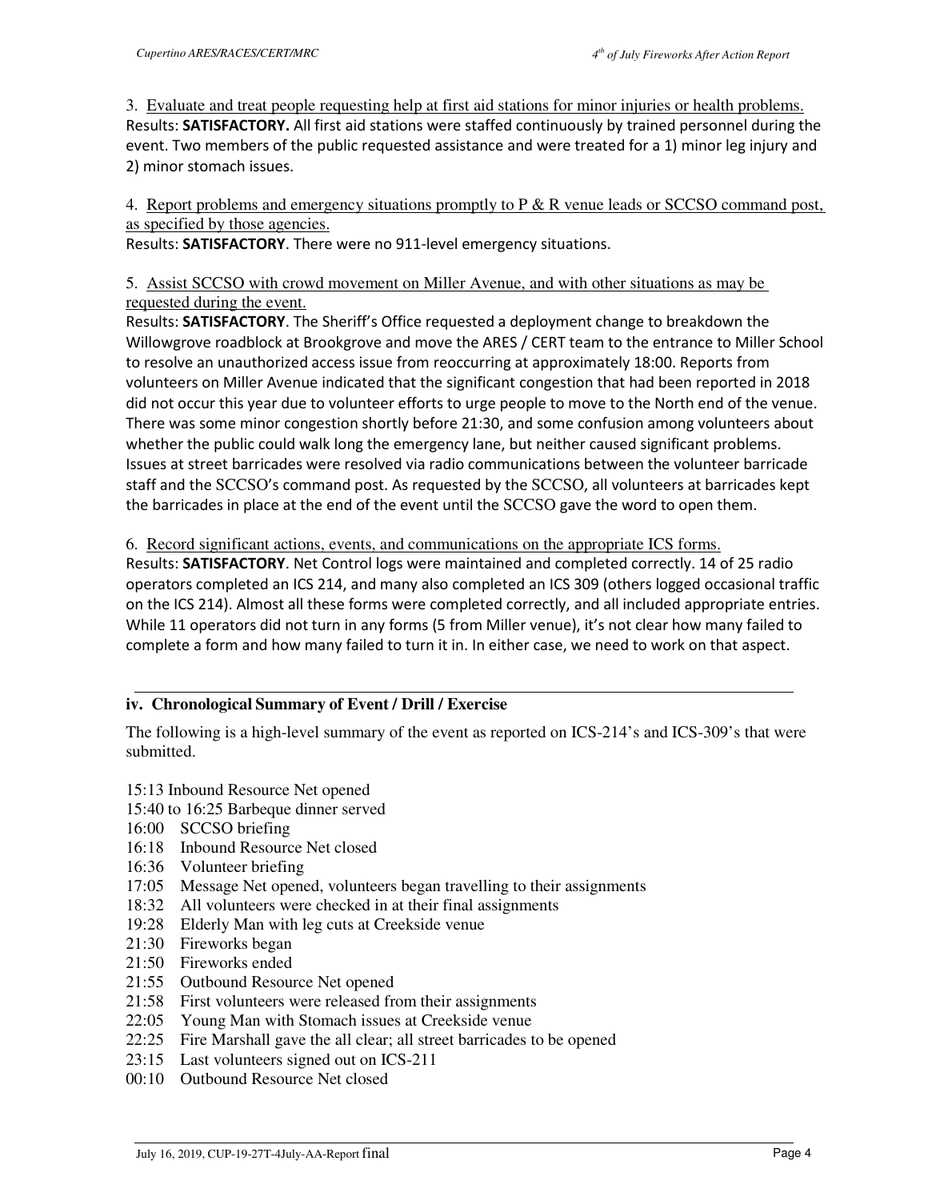3. Evaluate and treat people requesting help at first aid stations for minor injuries or health problems.
Results: **SATISFACTORY.** All first aid stations were staffed continuously by trained personnel during the event. Two members of the public requested assistance and were treated for a 1) minor leg injury and 2) minor stomach issues.

4. Report problems and emergency situations promptly to P & R venue leads or SCCSO command post, as specified by those agencies.
Results: **SATISFACTORY**. There were no 911-level emergency situations.

5. Assist SCCSO with crowd movement on Miller Avenue, and with other situations as may be requested during the event.
Results: **SATISFACTORY**. The Sheriff's Office requested a deployment change to breakdown the Willowgrove roadblock at Brookgrove and move the ARES / CERT team to the entrance to Miller School to resolve an unauthorized access issue from reoccurring at approximately 18:00. Reports from volunteers on Miller Avenue indicated that the significant congestion that had been reported in 2018 did not occur this year due to volunteer efforts to urge people to move to the North end of the venue. There was some minor congestion shortly before 21:30, and some confusion among volunteers about whether the public could walk long the emergency lane, but neither caused significant problems. Issues at street barricades were resolved via radio communications between the volunteer barricade staff and the SCCSO's command post. As requested by the SCCSO, all volunteers at barricades kept the barricades in place at the end of the event until the SCCSO gave the word to open them.

6. Record significant actions, events, and communications on the appropriate ICS forms.
Results: **SATISFACTORY**. Net Control logs were maintained and completed correctly. 14 of 25 radio operators completed an ICS 214, and many also completed an ICS 309 (others logged occasional traffic on the ICS 214). Almost all these forms were completed correctly, and all included appropriate entries. While 11 operators did not turn in any forms (5 from Miller venue), it's not clear how many failed to complete a form and how many failed to turn it in. In either case, we need to work on that aspect.

## iv. Chronological Summary of Event / Drill / Exercise

The following is a high-level summary of the event as reported on ICS-214's and ICS-309's that were submitted.

15:13 Inbound Resource Net opened
15:40 to 16:25 Barbeque dinner served
16:00 SCCSO briefing
16:18 Inbound Resource Net closed
16:36 Volunteer briefing
17:05 Message Net opened, volunteers began travelling to their assignments
18:32 All volunteers were checked in at their final assignments
19:28 Elderly Man with leg cuts at Creekside venue
21:30 Fireworks began
21:50 Fireworks ended
21:55 Outbound Resource Net opened
21:58 First volunteers were released from their assignments
22:05 Young Man with Stomach issues at Creekside venue
22:25 Fire Marshall gave the all clear; all street barricades to be opened
23:15 Last volunteers signed out on ICS-211
00:10 Outbound Resource Net closed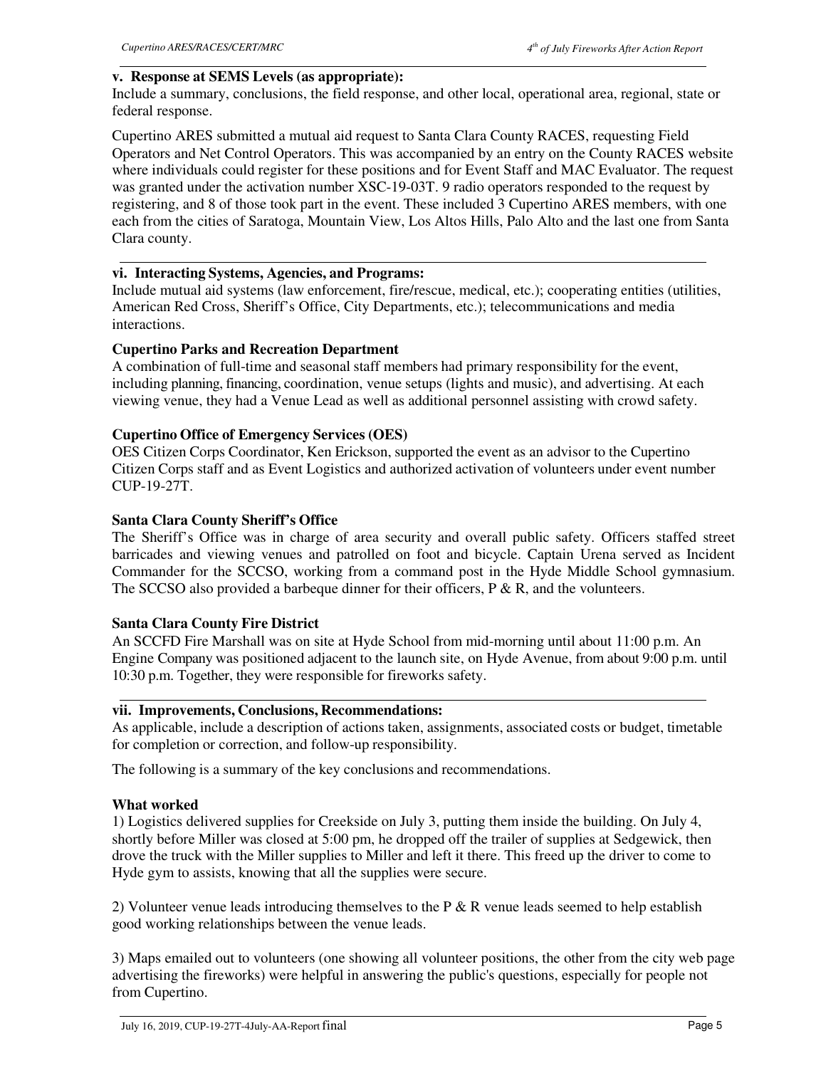### v. Response at SEMS Levels (as appropriate):

Include a summary, conclusions, the field response, and other local, operational area, regional, state or federal response.

Cupertino ARES submitted a mutual aid request to Santa Clara County RACES, requesting Field Operators and Net Control Operators. This was accompanied by an entry on the County RACES website where individuals could register for these positions and for Event Staff and MAC Evaluator. The request was granted under the activation number XSC-19-03T. 9 radio operators responded to the request by registering, and 8 of those took part in the event. These included 3 Cupertino ARES members, with one each from the cities of Saratoga, Mountain View, Los Altos Hills, Palo Alto and the last one from Santa Clara county.

### vi. Interacting Systems, Agencies, and Programs:

Include mutual aid systems (law enforcement, fire/rescue, medical, etc.); cooperating entities (utilities, American Red Cross, Sheriff's Office, City Departments, etc.); telecommunications and media interactions.

**Cupertino Parks and Recreation Department**

A combination of full-time and seasonal staff members had primary responsibility for the event, including planning, financing, coordination, venue setups (lights and music), and advertising. At each viewing venue, they had a Venue Lead as well as additional personnel assisting with crowd safety.

**Cupertino Office of Emergency Services (OES)**

OES Citizen Corps Coordinator, Ken Erickson, supported the event as an advisor to the Cupertino Citizen Corps staff and as Event Logistics and authorized activation of volunteers under event number CUP-19-27T.

**Santa Clara County Sheriff's Office**

The Sheriff's Office was in charge of area security and overall public safety. Officers staffed street barricades and viewing venues and patrolled on foot and bicycle. Captain Urena served as Incident Commander for the SCCSO, working from a command post in the Hyde Middle School gymnasium. The SCCSO also provided a barbeque dinner for their officers, P & R, and the volunteers.

**Santa Clara County Fire District**

An SCCFD Fire Marshall was on site at Hyde School from mid-morning until about 11:00 p.m. An Engine Company was positioned adjacent to the launch site, on Hyde Avenue, from about 9:00 p.m. until 10:30 p.m. Together, they were responsible for fireworks safety.

### vii. Improvements, Conclusions, Recommendations:

As applicable, include a description of actions taken, assignments, associated costs or budget, timetable for completion or correction, and follow-up responsibility.

The following is a summary of the key conclusions and recommendations.

**What worked**

1) Logistics delivered supplies for Creekside on July 3, putting them inside the building. On July 4, shortly before Miller was closed at 5:00 pm, he dropped off the trailer of supplies at Sedgewick, then drove the truck with the Miller supplies to Miller and left it there. This freed up the driver to come to Hyde gym to assists, knowing that all the supplies were secure.

2) Volunteer venue leads introducing themselves to the P & R venue leads seemed to help establish good working relationships between the venue leads.

3) Maps emailed out to volunteers (one showing all volunteer positions, the other from the city web page advertising the fireworks) were helpful in answering the public's questions, especially for people not from Cupertino.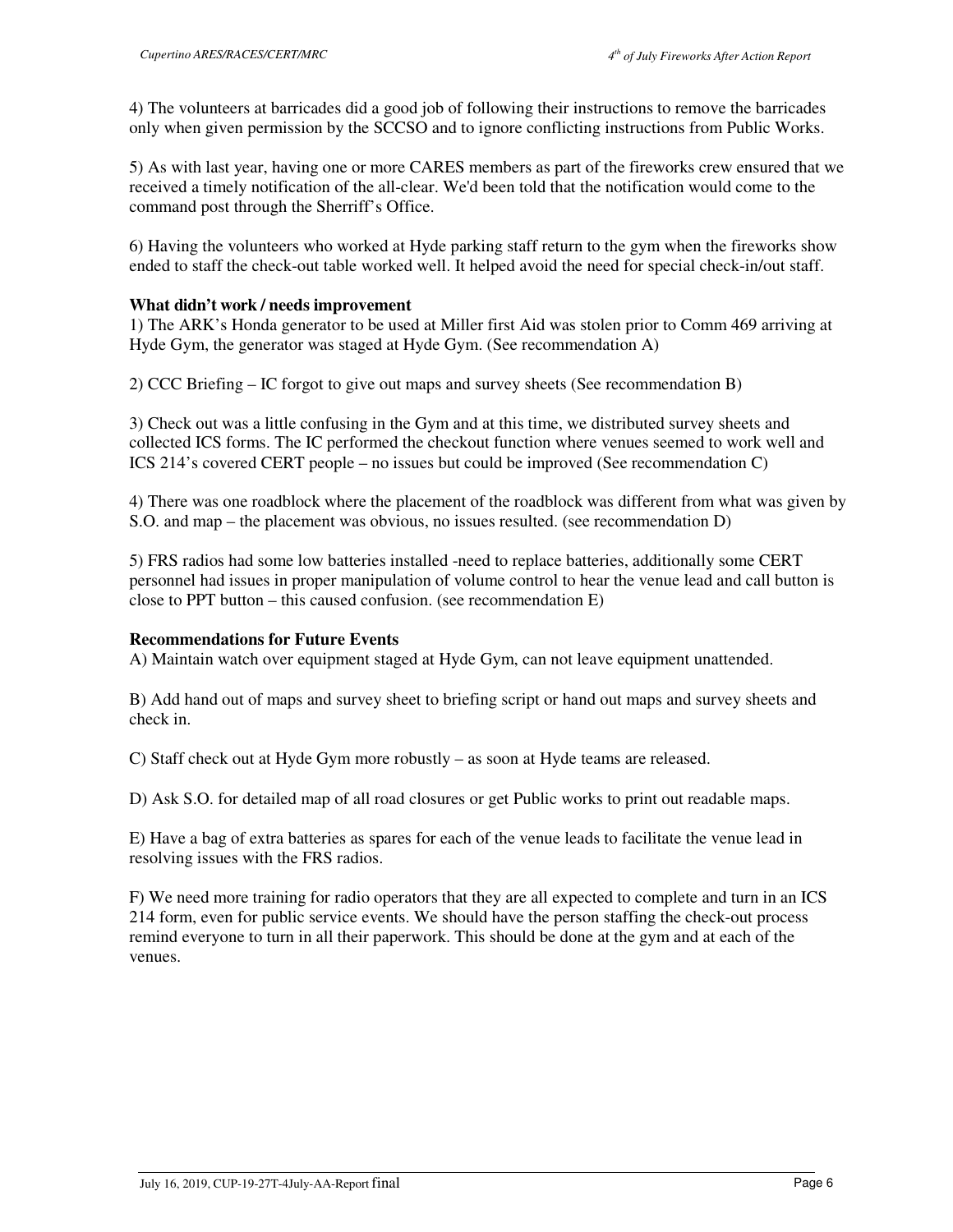4) The volunteers at barricades did a good job of following their instructions to remove the barricades only when given permission by the SCCSO and to ignore conflicting instructions from Public Works.

5) As with last year, having one or more CARES members as part of the fireworks crew ensured that we received a timely notification of the all-clear. We'd been told that the notification would come to the command post through the Sherriff's Office.

6) Having the volunteers who worked at Hyde parking staff return to the gym when the fireworks show ended to staff the check-out table worked well. It helped avoid the need for special check-in/out staff.

**What didn't work / needs improvement**

1) The ARK's Honda generator to be used at Miller first Aid was stolen prior to Comm 469 arriving at Hyde Gym, the generator was staged at Hyde Gym. (See recommendation A)

2) CCC Briefing – IC forgot to give out maps and survey sheets (See recommendation B)

3) Check out was a little confusing in the Gym and at this time, we distributed survey sheets and collected ICS forms. The IC performed the checkout function where venues seemed to work well and ICS 214's covered CERT people – no issues but could be improved (See recommendation C)

4) There was one roadblock where the placement of the roadblock was different from what was given by S.O. and map – the placement was obvious, no issues resulted. (see recommendation D)

5) FRS radios had some low batteries installed -need to replace batteries, additionally some CERT personnel had issues in proper manipulation of volume control to hear the venue lead and call button is close to PPT button – this caused confusion. (see recommendation E)

**Recommendations for Future Events**

A) Maintain watch over equipment staged at Hyde Gym, can not leave equipment unattended.

B) Add hand out of maps and survey sheet to briefing script or hand out maps and survey sheets and check in.

C) Staff check out at Hyde Gym more robustly – as soon at Hyde teams are released.

D) Ask S.O. for detailed map of all road closures or get Public works to print out readable maps.

E) Have a bag of extra batteries as spares for each of the venue leads to facilitate the venue lead in resolving issues with the FRS radios.

F) We need more training for radio operators that they are all expected to complete and turn in an ICS 214 form, even for public service events. We should have the person staffing the check-out process remind everyone to turn in all their paperwork. This should be done at the gym and at each of the venues.